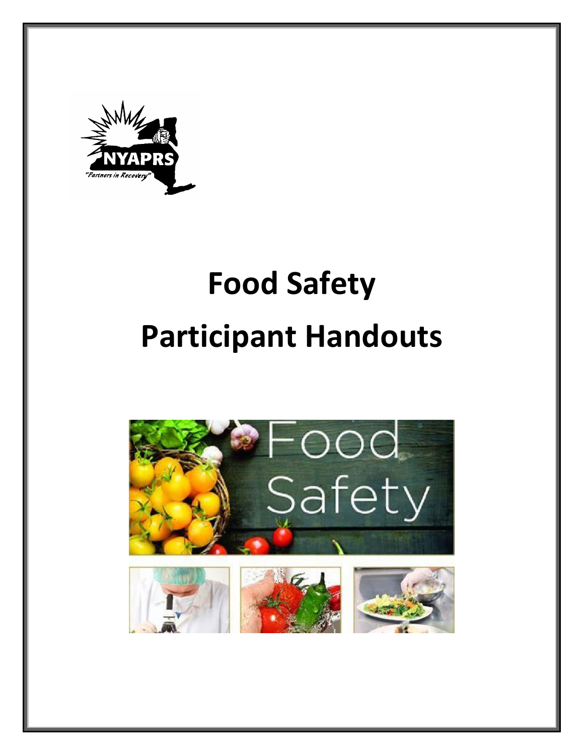# Food Safety

# Participant Handouts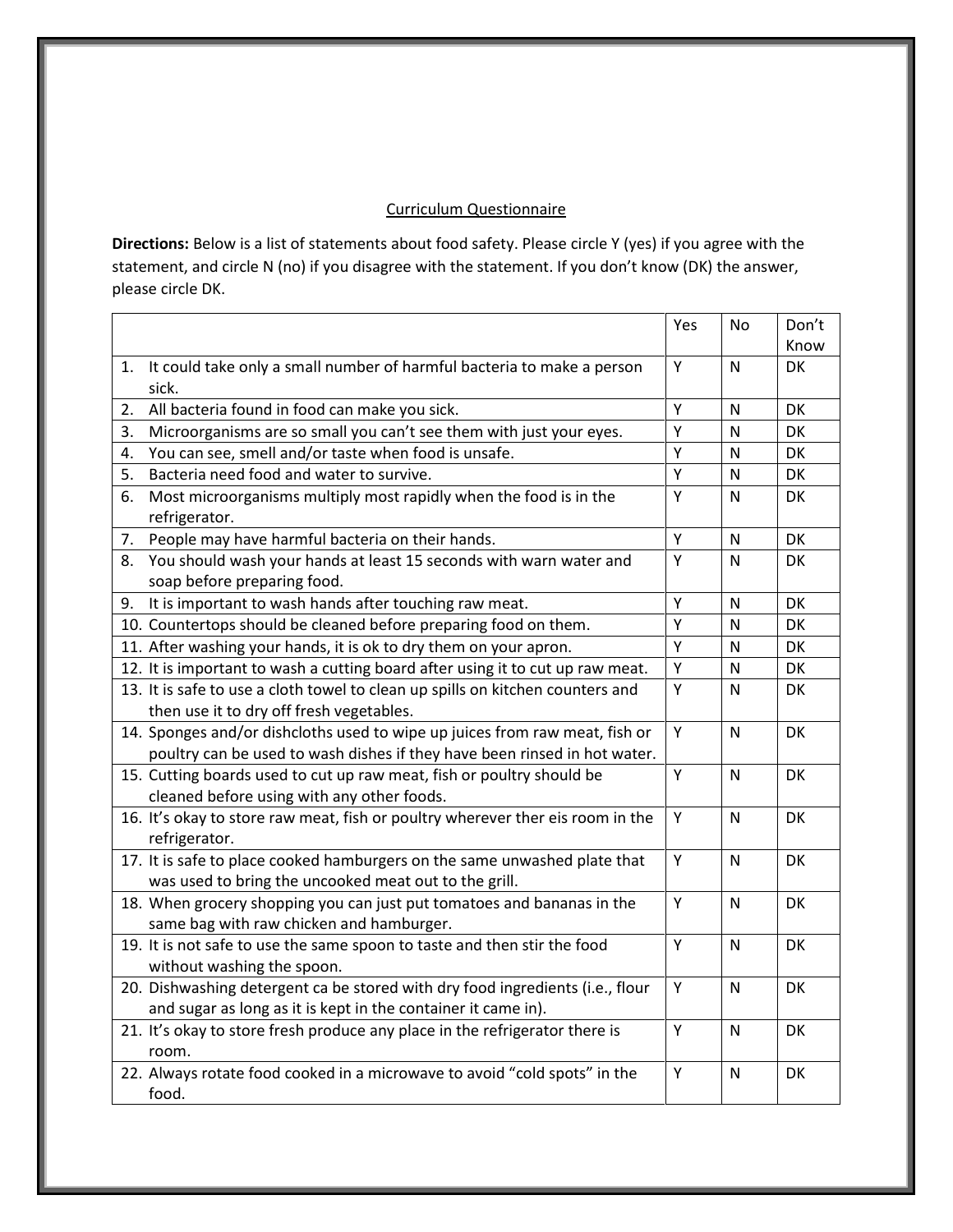Curriculum Questionnaire

**Directions:** Below is a list of statements about food safety. Please circle Y (yes) if you agree with the statement, and circle N (no) if you disagree with the statement. If you don't know (DK) the answer, please circle DK.

| | Yes | No | Don't Know |
|---|---|---|---|
| 1. It could take only a small number of harmful bacteria to make a person sick. | Y | N | DK |
| 2. All bacteria found in food can make you sick. | Y | N | DK |
| 3. Microorganisms are so small you can't see them with just your eyes. | Y | N | DK |
| 4. You can see, smell and/or taste when food is unsafe. | Y | N | DK |
| 5. Bacteria need food and water to survive. | Y | N | DK |
| 6. Most microorganisms multiply most rapidly when the food is in the refrigerator. | Y | N | DK |
| 7. People may have harmful bacteria on their hands. | Y | N | DK |
| 8. You should wash your hands at least 15 seconds with warn water and soap before preparing food. | Y | N | DK |
| 9. It is important to wash hands after touching raw meat. | Y | N | DK |
| 10. Countertops should be cleaned before preparing food on them. | Y | N | DK |
| 11. After washing your hands, it is ok to dry them on your apron. | Y | N | DK |
| 12. It is important to wash a cutting board after using it to cut up raw meat. | Y | N | DK |
| 13. It is safe to use a cloth towel to clean up spills on kitchen counters and then use it to dry off fresh vegetables. | Y | N | DK |
| 14. Sponges and/or dishcloths used to wipe up juices from raw meat, fish or poultry can be used to wash dishes if they have been rinsed in hot water. | Y | N | DK |
| 15. Cutting boards used to cut up raw meat, fish or poultry should be cleaned before using with any other foods. | Y | N | DK |
| 16. It's okay to store raw meat, fish or poultry wherever ther eis room in the refrigerator. | Y | N | DK |
| 17. It is safe to place cooked hamburgers on the same unwashed plate that was used to bring the uncooked meat out to the grill. | Y | N | DK |
| 18. When grocery shopping you can just put tomatoes and bananas in the same bag with raw chicken and hamburger. | Y | N | DK |
| 19. It is not safe to use the same spoon to taste and then stir the food without washing the spoon. | Y | N | DK |
| 20. Dishwashing detergent ca be stored with dry food ingredients (i.e., flour and sugar as long as it is kept in the container it came in). | Y | N | DK |
| 21. It's okay to store fresh produce any place in the refrigerator there is room. | Y | N | DK |
| 22. Always rotate food cooked in a microwave to avoid "cold spots" in the food. | Y | N | DK |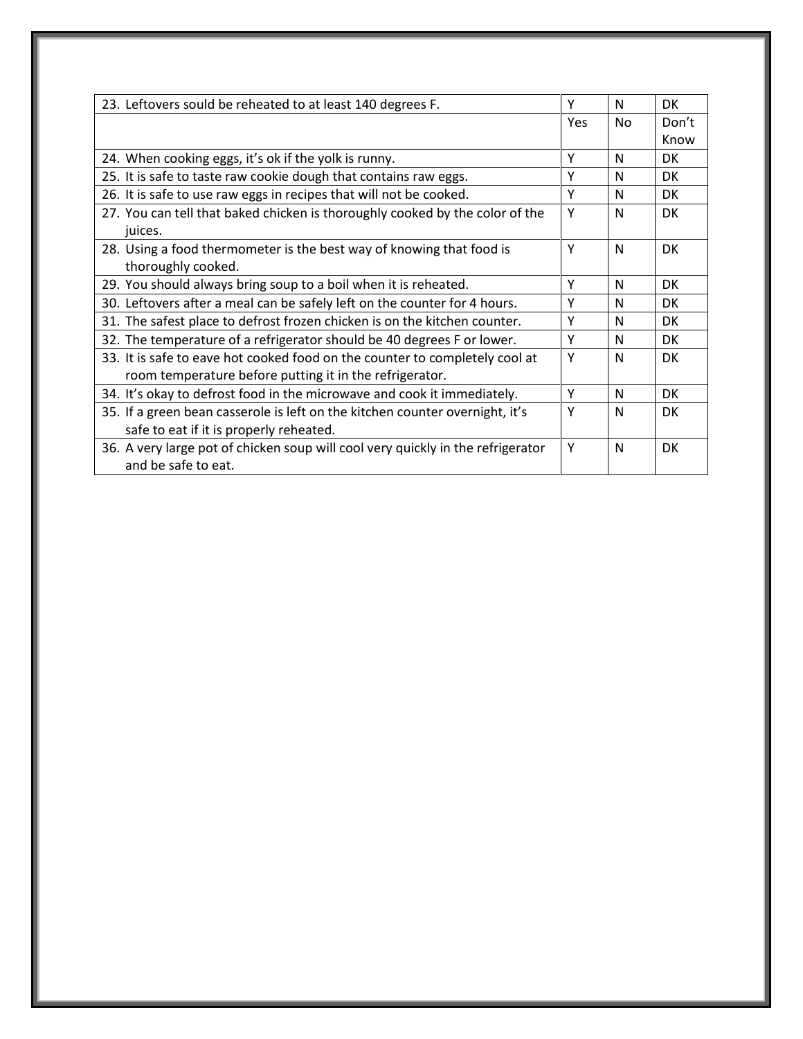| 23. Leftovers sould be reheated to at least 140 degrees F. | Y | N | DK |
|---|---|---|---|
| | Yes | No | Don't Know |
| 24. When cooking eggs, it's ok if the yolk is runny. | Y | N | DK |
| 25. It is safe to taste raw cookie dough that contains raw eggs. | Y | N | DK |
| 26. It is safe to use raw eggs in recipes that will not be cooked. | Y | N | DK |
| 27. You can tell that baked chicken is thoroughly cooked by the color of the juices. | Y | N | DK |
| 28. Using a food thermometer is the best way of knowing that food is thoroughly cooked. | Y | N | DK |
| 29. You should always bring soup to a boil when it is reheated. | Y | N | DK |
| 30. Leftovers after a meal can be safely left on the counter for 4 hours. | Y | N | DK |
| 31. The safest place to defrost frozen chicken is on the kitchen counter. | Y | N | DK |
| 32. The temperature of a refrigerator should be 40 degrees F or lower. | Y | N | DK |
| 33. It is safe to eave hot cooked food on the counter to completely cool at room temperature before putting it in the refrigerator. | Y | N | DK |
| 34. It's okay to defrost food in the microwave and cook it immediately. | Y | N | DK |
| 35. If a green bean casserole is left on the kitchen counter overnight, it's safe to eat if it is properly reheated. | Y | N | DK |
| 36. A very large pot of chicken soup will cool very quickly in the refrigerator and be safe to eat. | Y | N | DK |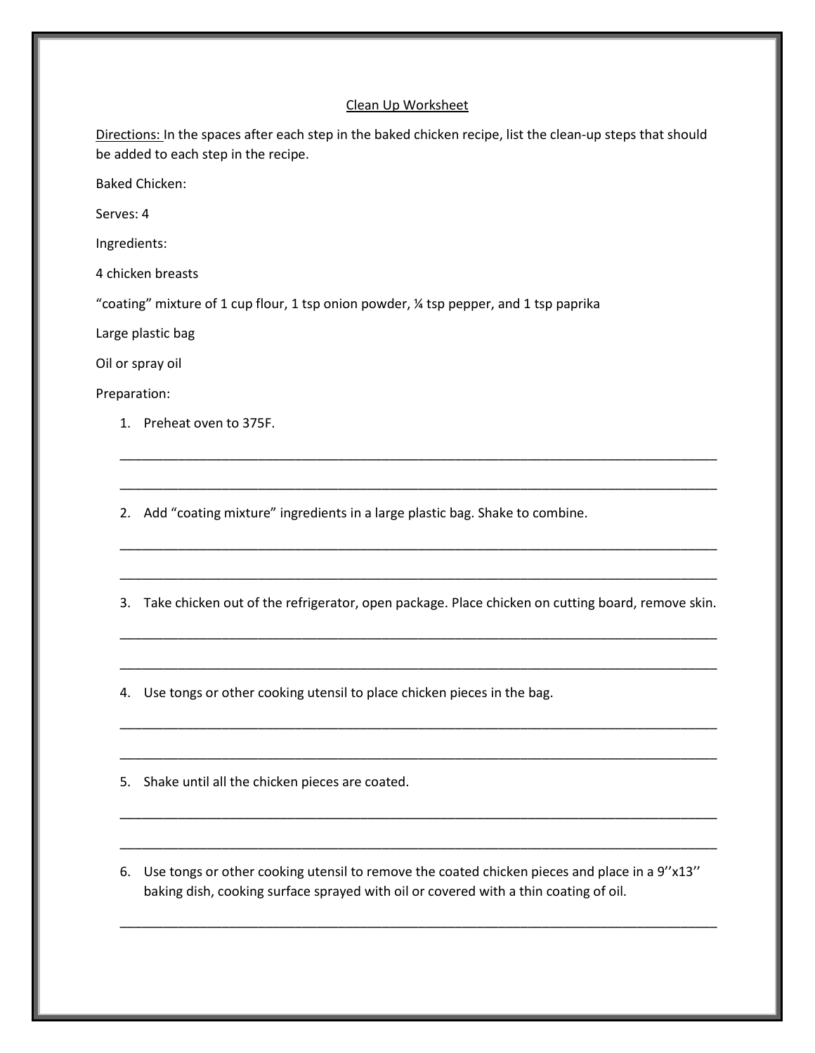Clean Up Worksheet

Directions: In the spaces after each step in the baked chicken recipe, list the clean-up steps that should be added to each step in the recipe.

Baked Chicken:

Serves: 4

Ingredients:

4 chicken breasts

"coating" mixture of 1 cup flour, 1 tsp onion powder, ¼ tsp pepper, and 1 tsp paprika

Large plastic bag

Oil or spray oil

Preparation:

1. Preheat oven to 375F.

_______________________________________________________________________________

_______________________________________________________________________________

2. Add "coating mixture" ingredients in a large plastic bag. Shake to combine.

_______________________________________________________________________________

_______________________________________________________________________________

3. Take chicken out of the refrigerator, open package. Place chicken on cutting board, remove skin.

_______________________________________________________________________________

_______________________________________________________________________________

4. Use tongs or other cooking utensil to place chicken pieces in the bag.

_______________________________________________________________________________

_______________________________________________________________________________

5. Shake until all the chicken pieces are coated.

_______________________________________________________________________________

_______________________________________________________________________________

6. Use tongs or other cooking utensil to remove the coated chicken pieces and place in a 9''x13'' baking dish, cooking surface sprayed with oil or covered with a thin coating of oil.

_______________________________________________________________________________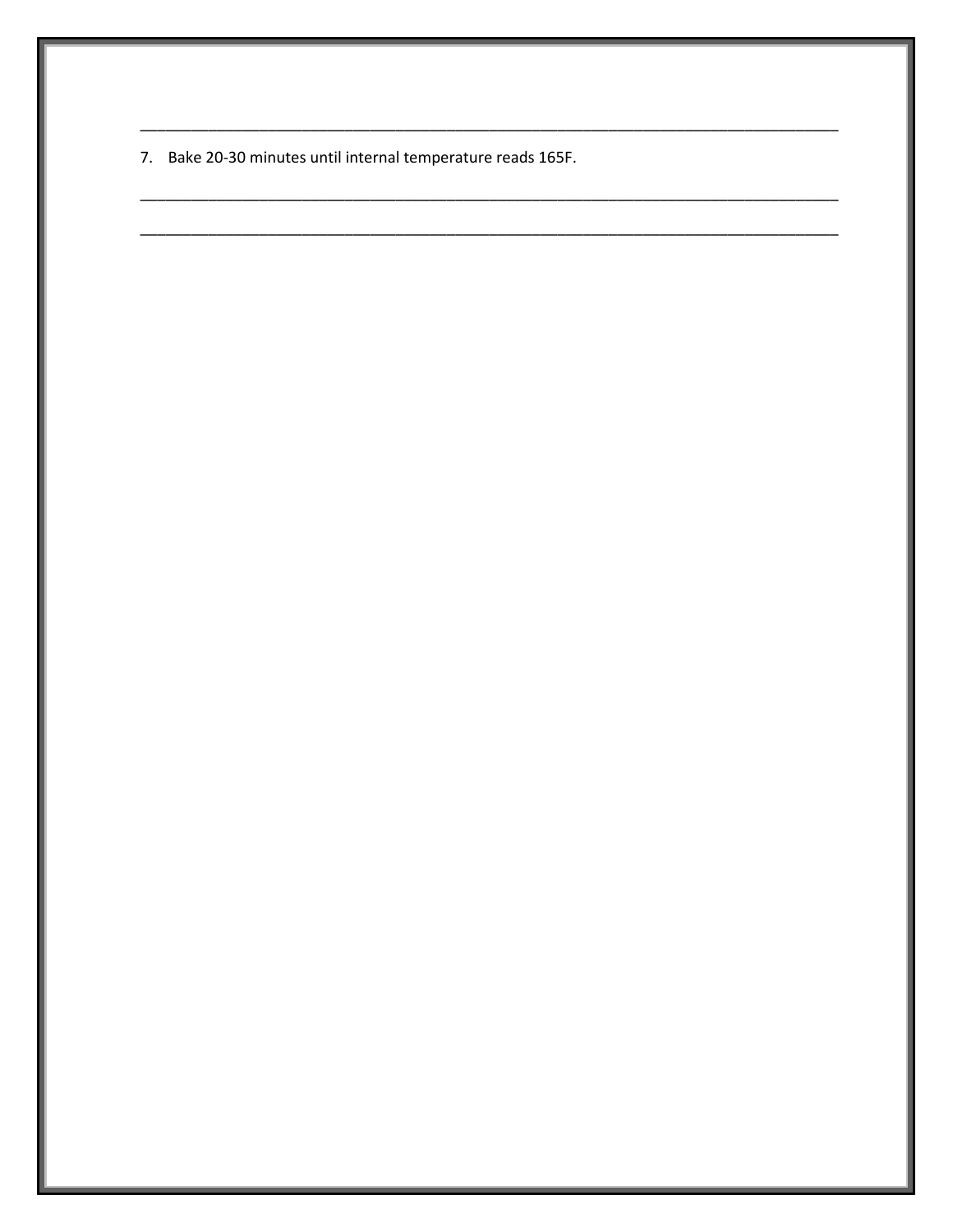______________________________________________________________________________

7. Bake 20-30 minutes until internal temperature reads 165F.

______________________________________________________________________________

______________________________________________________________________________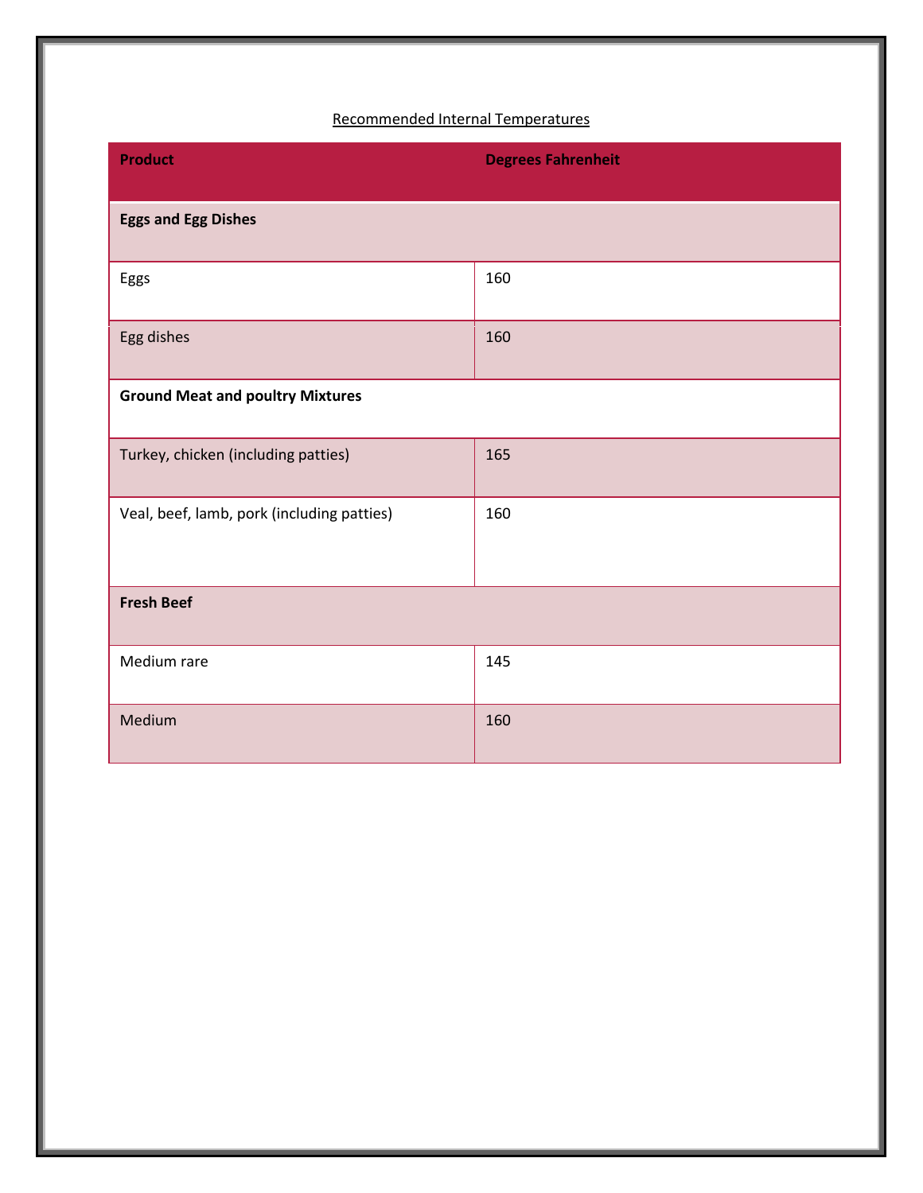Recommended Internal Temperatures

| Product | Degrees Fahrenheit |
| --- | --- |
| **Eggs and Egg Dishes** | |
| Eggs | 160 |
| Egg dishes | 160 |
| **Ground Meat and poultry Mixtures** | |
| Turkey, chicken (including patties) | 165 |
| Veal, beef, lamb, pork (including patties) | 160 |
| **Fresh Beef** | |
| Medium rare | 145 |
| Medium | 160 |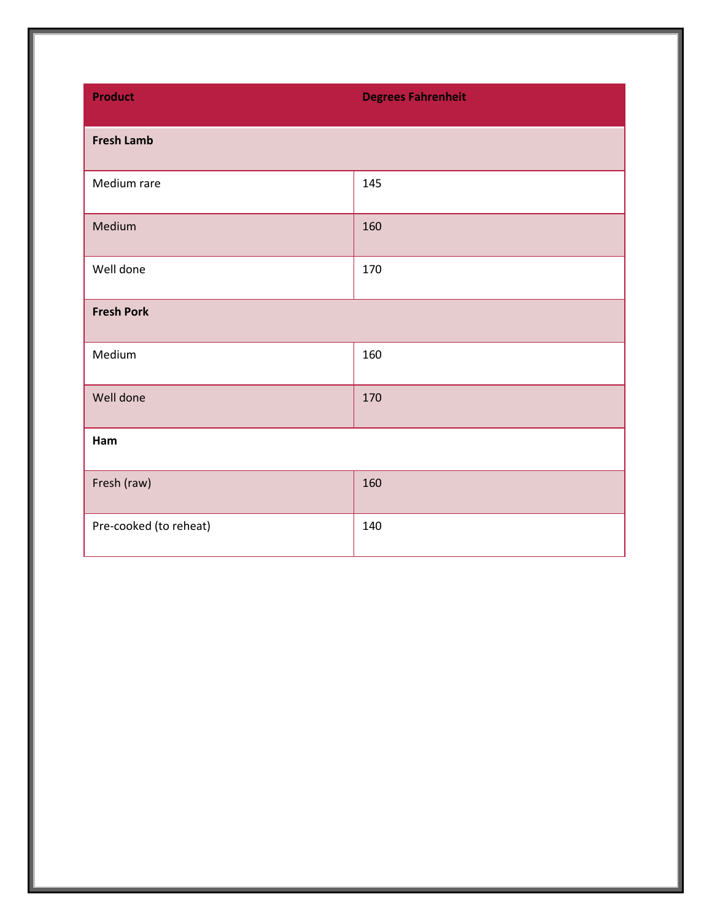| Product | Degrees Fahrenheit |
|---|---|
| **Fresh Lamb** | |
| Medium rare | 145 |
| Medium | 160 |
| Well done | 170 |
| **Fresh Pork** | |
| Medium | 160 |
| Well done | 170 |
| **Ham** | |
| Fresh (raw) | 160 |
| Pre-cooked (to reheat) | 140 |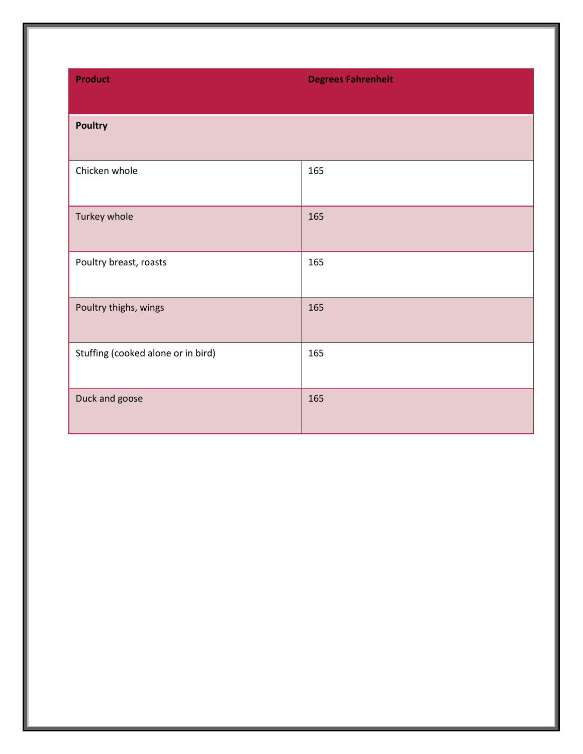| Product | Degrees Fahrenheit |
|---|---|
| **Poultry** | |
| Chicken whole | 165 |
| Turkey whole | 165 |
| Poultry breast, roasts | 165 |
| Poultry thighs, wings | 165 |
| Stuffing (cooked alone or in bird) | 165 |
| Duck and goose | 165 |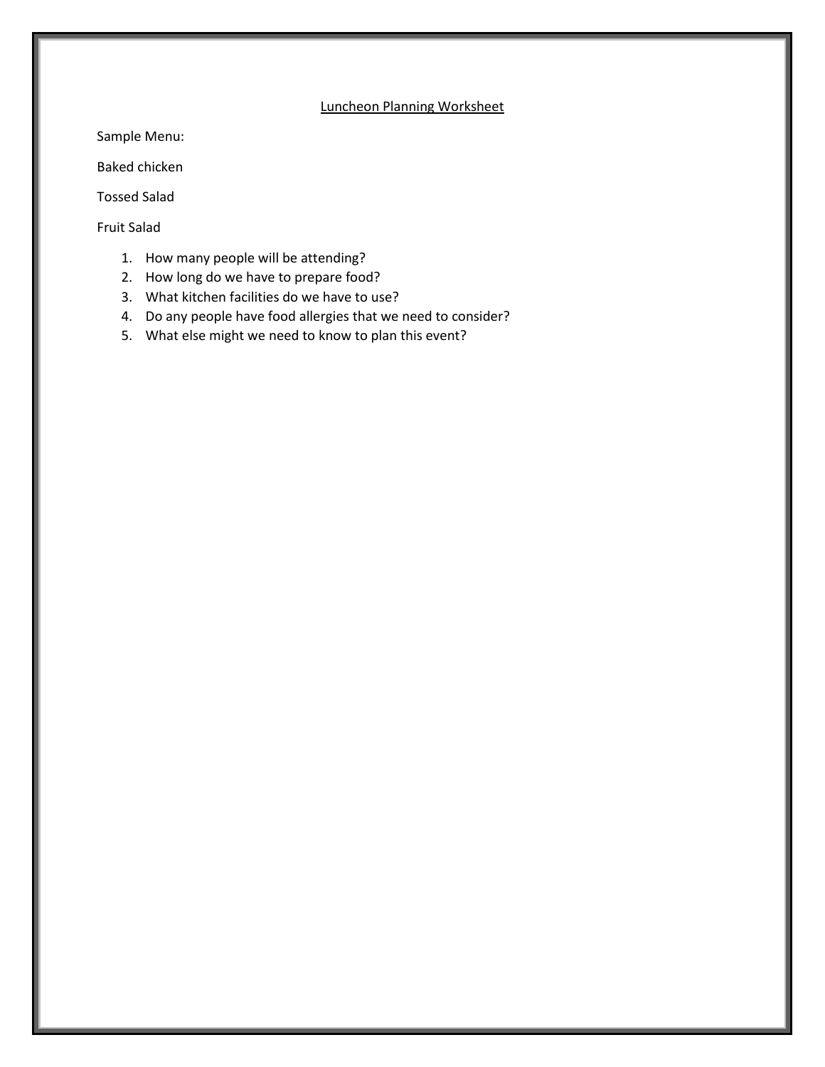## Luncheon Planning Worksheet

Sample Menu:

Baked chicken

Tossed Salad

Fruit Salad

1. How many people will be attending?
2. How long do we have to prepare food?
3. What kitchen facilities do we have to use?
4. Do any people have food allergies that we need to consider?
5. What else might we need to know to plan this event?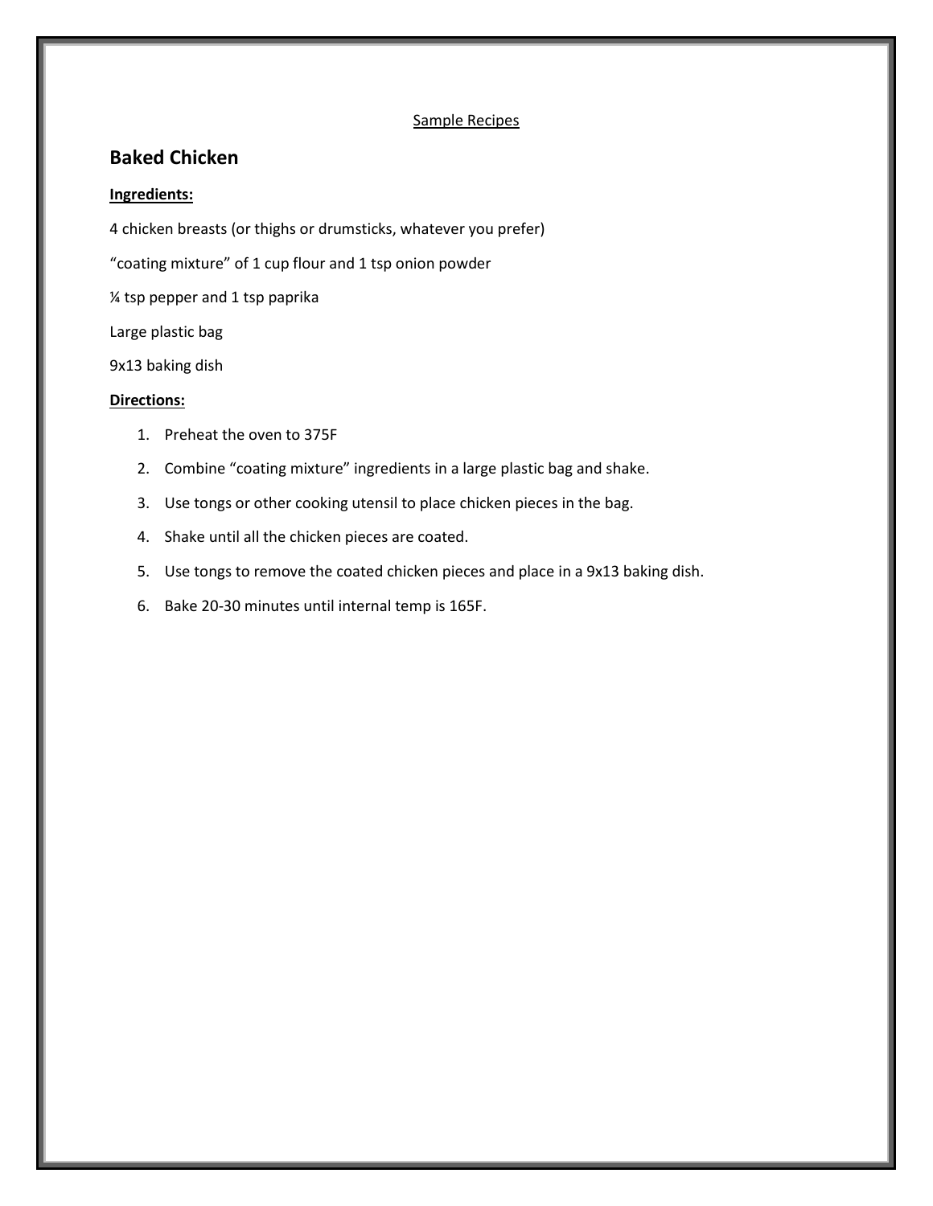Sample Recipes

## Baked Chicken

**Ingredients:**

4 chicken breasts (or thighs or drumsticks, whatever you prefer)

“coating mixture” of 1 cup flour and 1 tsp onion powder

¼ tsp pepper and 1 tsp paprika

Large plastic bag

9x13 baking dish

**Directions:**

1. Preheat the oven to 375F
2. Combine “coating mixture” ingredients in a large plastic bag and shake.
3. Use tongs or other cooking utensil to place chicken pieces in the bag.
4. Shake until all the chicken pieces are coated.
5. Use tongs to remove the coated chicken pieces and place in a 9x13 baking dish.
6. Bake 20-30 minutes until internal temp is 165F.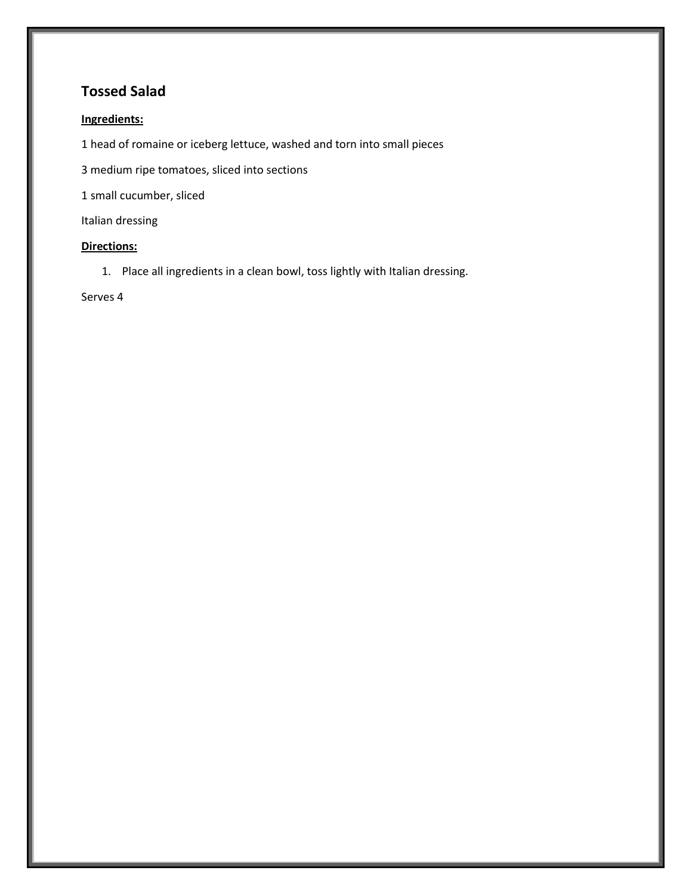## Tossed Salad

**Ingredients:**

1 head of romaine or iceberg lettuce, washed and torn into small pieces

3 medium ripe tomatoes, sliced into sections

1 small cucumber, sliced

Italian dressing

**Directions:**

1. Place all ingredients in a clean bowl, toss lightly with Italian dressing.

Serves 4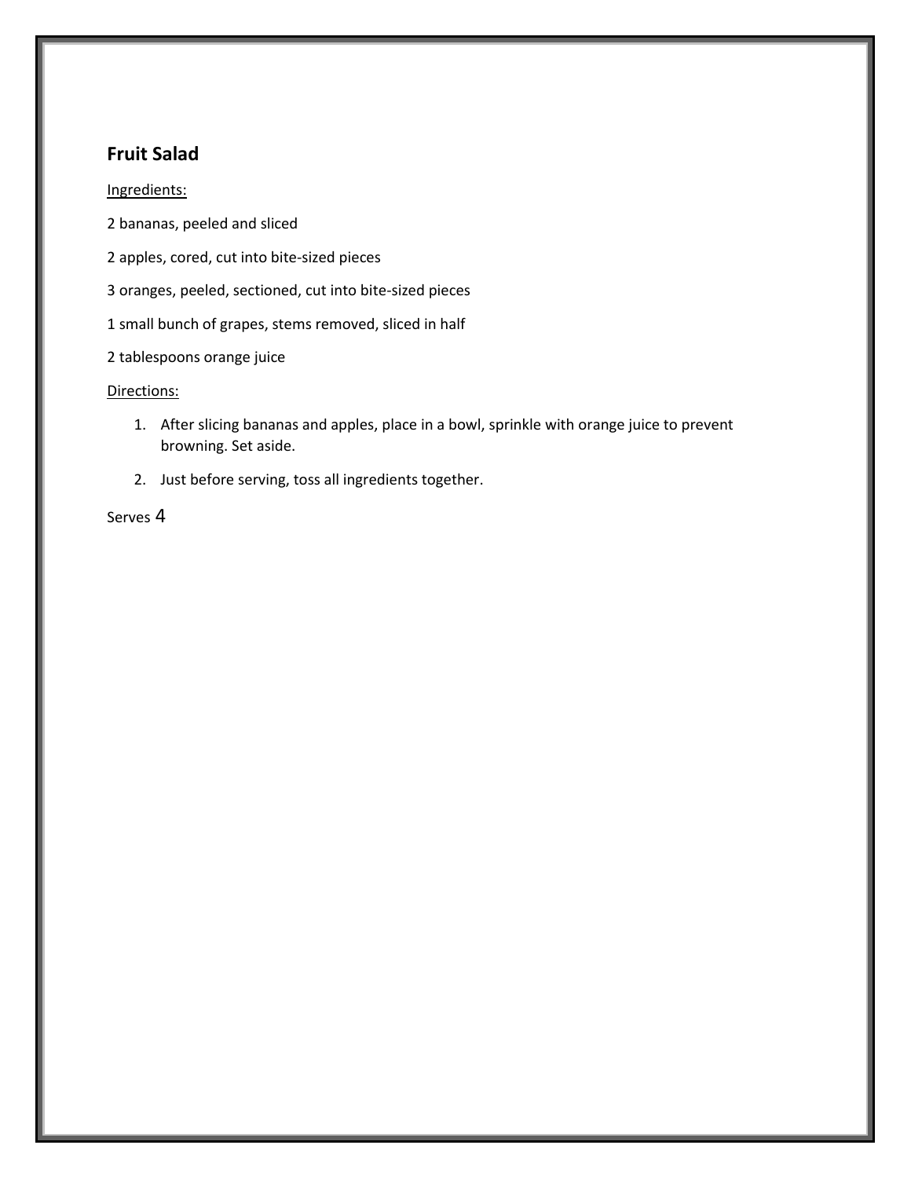## Fruit Salad

Ingredients:

2 bananas, peeled and sliced

2 apples, cored, cut into bite-sized pieces

3 oranges, peeled, sectioned, cut into bite-sized pieces

1 small bunch of grapes, stems removed, sliced in half

2 tablespoons orange juice

Directions:

1. After slicing bananas and apples, place in a bowl, sprinkle with orange juice to prevent browning. Set aside.
2. Just before serving, toss all ingredients together.

Serves 4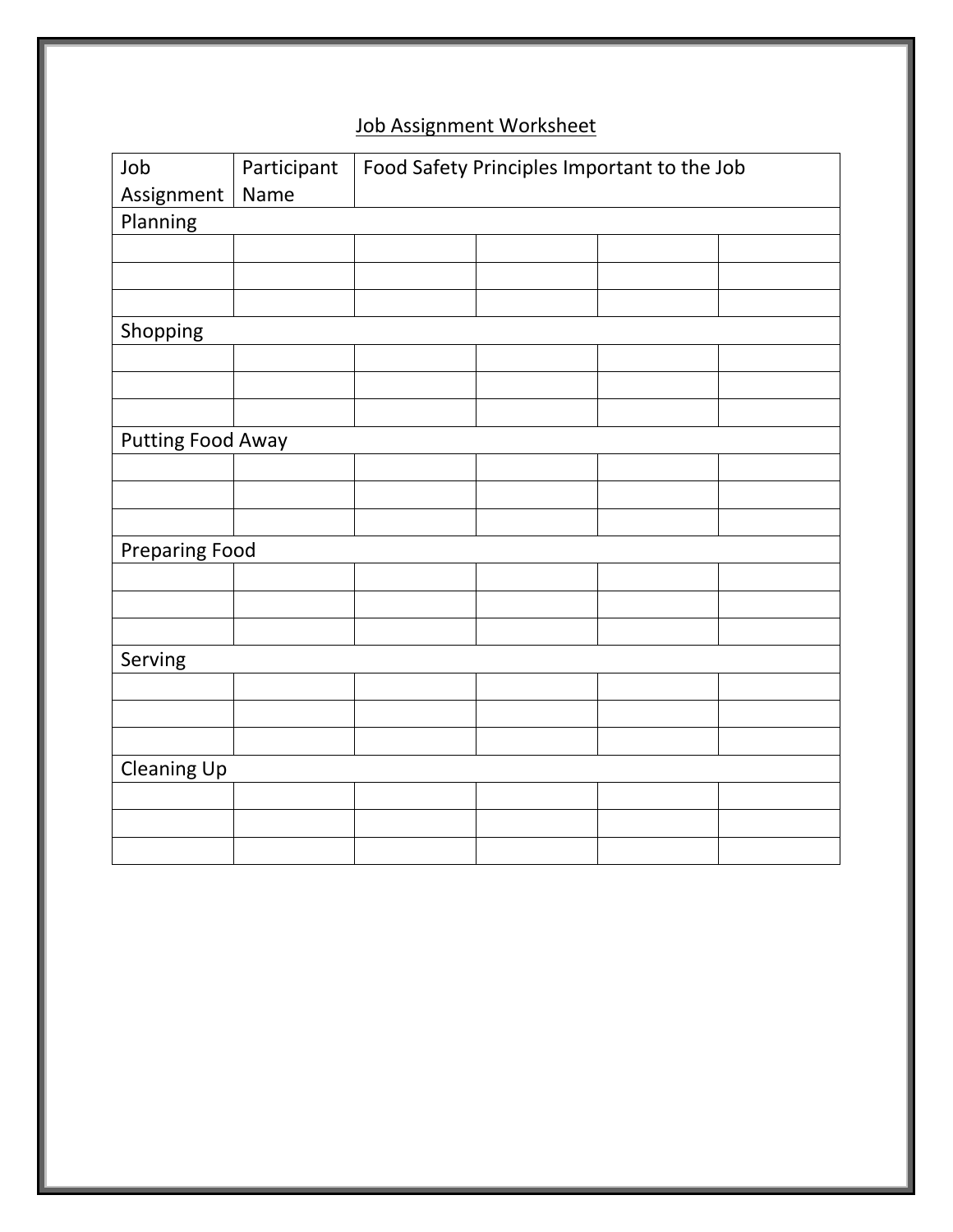# Job Assignment Worksheet

| Job Assignment | Participant Name | Food Safety Principles Important to the Job | | | |
|---|---|---|---|---|---|
| Planning | | | | | |
| | | | | | |
| | | | | | |
| | | | | | |
| Shopping | | | | | |
| | | | | | |
| | | | | | |
| | | | | | |
| Putting Food Away | | | | | |
| | | | | | |
| | | | | | |
| | | | | | |
| Preparing Food | | | | | |
| | | | | | |
| | | | | | |
| | | | | | |
| Serving | | | | | |
| | | | | | |
| | | | | | |
| | | | | | |
| Cleaning Up | | | | | |
| | | | | | |
| | | | | | |
| | | | | | |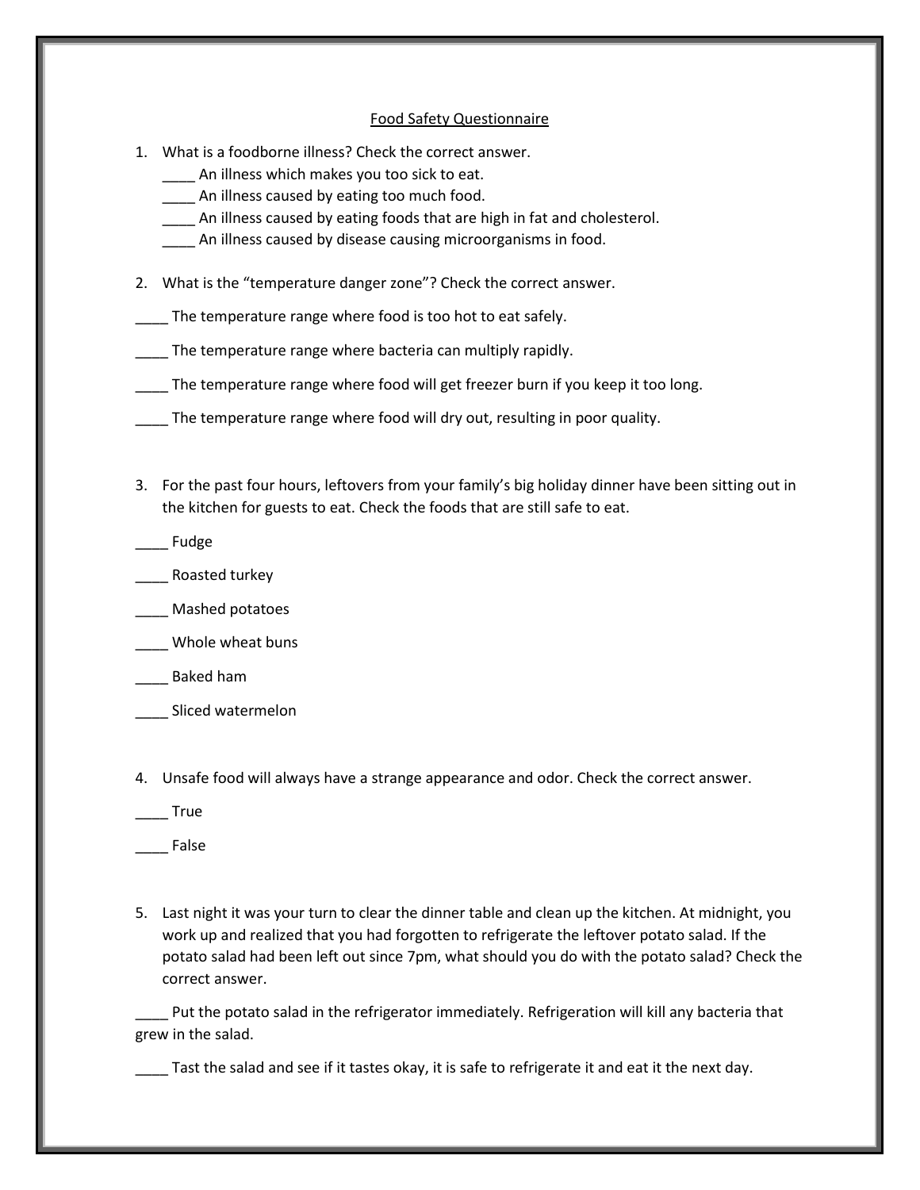Food Safety Questionnaire

1. What is a foodborne illness? Check the correct answer.
   ____ An illness which makes you too sick to eat.
   ____ An illness caused by eating too much food.
   ____ An illness caused by eating foods that are high in fat and cholesterol.
   ____ An illness caused by disease causing microorganisms in food.

2. What is the "temperature danger zone"? Check the correct answer.

____ The temperature range where food is too hot to eat safely.

____ The temperature range where bacteria can multiply rapidly.

____ The temperature range where food will get freezer burn if you keep it too long.

____ The temperature range where food will dry out, resulting in poor quality.

3. For the past four hours, leftovers from your family's big holiday dinner have been sitting out in the kitchen for guests to eat. Check the foods that are still safe to eat.

____ Fudge

____ Roasted turkey

____ Mashed potatoes

____ Whole wheat buns

____ Baked ham

____ Sliced watermelon

4. Unsafe food will always have a strange appearance and odor. Check the correct answer.

____ True

____ False

5. Last night it was your turn to clear the dinner table and clean up the kitchen. At midnight, you work up and realized that you had forgotten to refrigerate the leftover potato salad. If the potato salad had been left out since 7pm, what should you do with the potato salad? Check the correct answer.

____ Put the potato salad in the refrigerator immediately. Refrigeration will kill any bacteria that grew in the salad.

____ Tast the salad and see if it tastes okay, it is safe to refrigerate it and eat it the next day.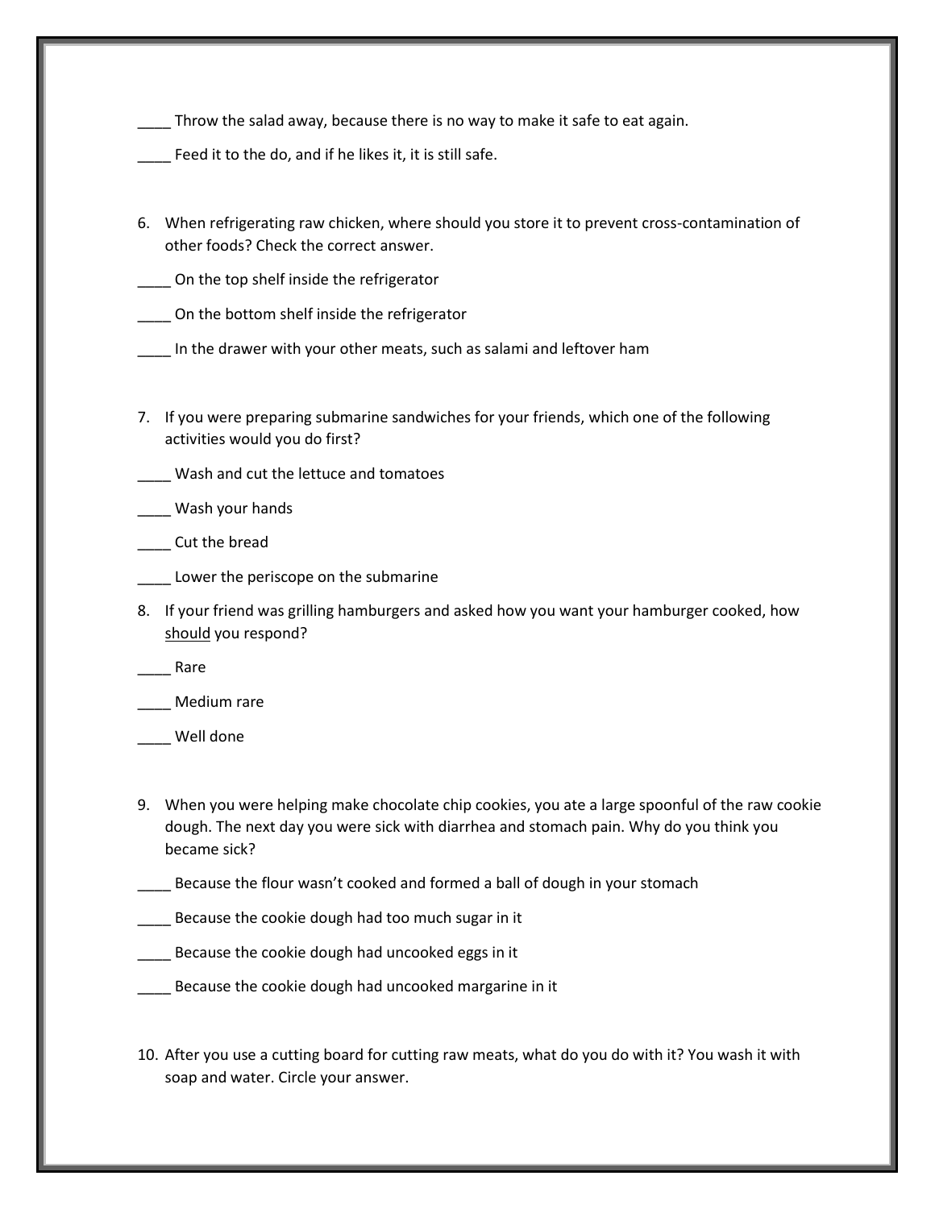____ Throw the salad away, because there is no way to make it safe to eat again.

____ Feed it to the do, and if he likes it, it is still safe.

6. When refrigerating raw chicken, where should you store it to prevent cross-contamination of other foods? Check the correct answer.

____ On the top shelf inside the refrigerator

____ On the bottom shelf inside the refrigerator

____ In the drawer with your other meats, such as salami and leftover ham

7. If you were preparing submarine sandwiches for your friends, which one of the following activities would you do first?

____ Wash and cut the lettuce and tomatoes

____ Wash your hands

____ Cut the bread

____ Lower the periscope on the submarine

8. If your friend was grilling hamburgers and asked how you want your hamburger cooked, how <u>should</u> you respond?

____ Rare

____ Medium rare

____ Well done

9. When you were helping make chocolate chip cookies, you ate a large spoonful of the raw cookie dough. The next day you were sick with diarrhea and stomach pain. Why do you think you became sick?

____ Because the flour wasn't cooked and formed a ball of dough in your stomach

____ Because the cookie dough had too much sugar in it

____ Because the cookie dough had uncooked eggs in it

____ Because the cookie dough had uncooked margarine in it

10. After you use a cutting board for cutting raw meats, what do you do with it? You wash it with soap and water. Circle your answer.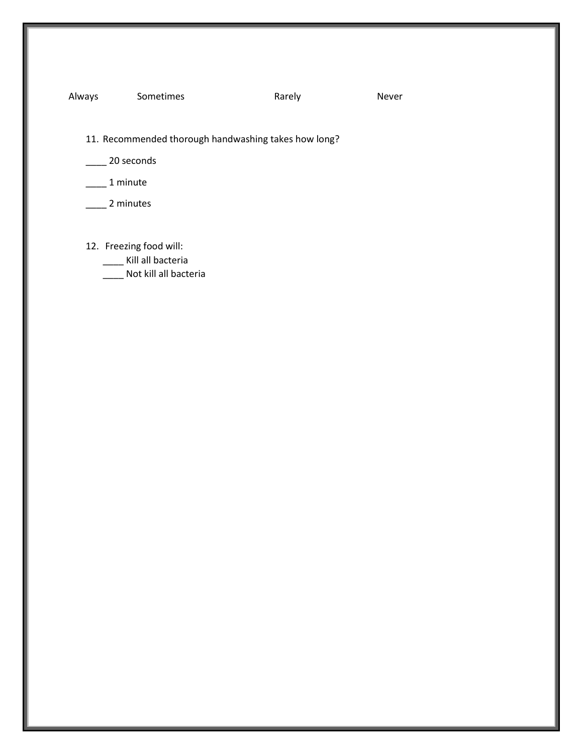Always Sometimes Rarely Never

11. Recommended thorough handwashing takes how long?

____ 20 seconds

____ 1 minute

____ 2 minutes

12. Freezing food will:

____ Kill all bacteria

____ Not kill all bacteria